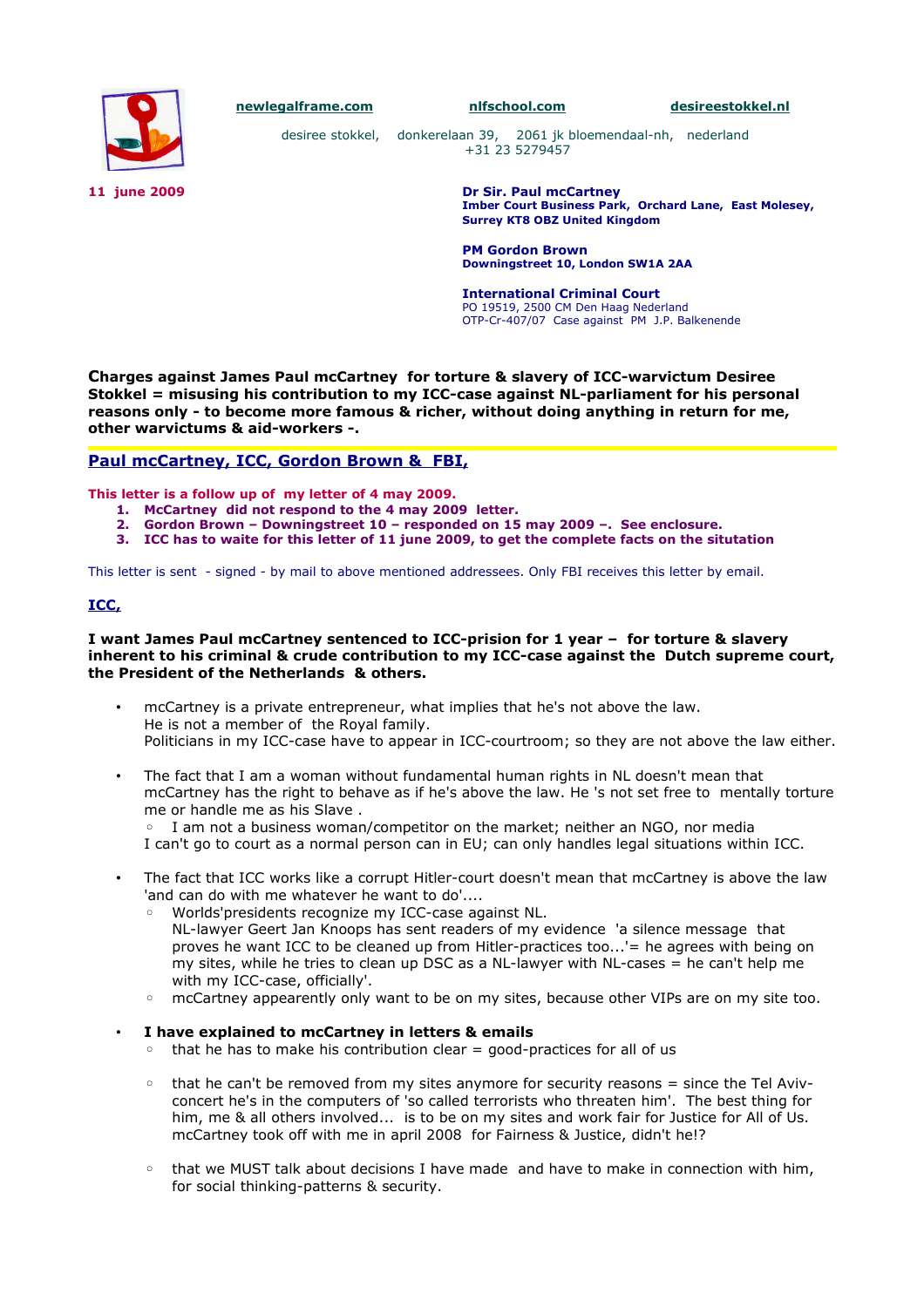newlegalframe.com nlfschool.com desireestokkel.nl

desiree stokkel, donkerelaan 39, 2061 jk bloemendaal-nh, nederland
+31 23 5279457

**11 june 2009**

**Dr Sir. Paul mcCartney**
**Imber Court Business Park, Orchard Lane, East Molesey, Surrey KT8 OBZ United Kingdom**

**PM Gordon Brown**
**Downingstreet 10, London SW1A 2AA**

**International Criminal Court**
PO 19519, 2500 CM Den Haag Nederland
OTP-Cr-407/07 Case against PM J.P. Balkenende

**Charges against James Paul mcCartney for torture & slavery of ICC-warvictum Desiree Stokkel = misusing his contribution to my ICC-case against NL-parliament for his personal reasons only - to become more famous & richer, without doing anything in return for me, other warvictums & aid-workers -.**

## Paul mcCartney, ICC, Gordon Brown & FBI,

**This letter is a follow up of my letter of 4 may 2009.**

1. **McCartney did not respond to the 4 may 2009 letter.**
2. **Gordon Brown – Downingstreet 10 – responded on 15 may 2009 –. See enclosure.**
3. **ICC has to waite for this letter of 11 june 2009, to get the complete facts on the situtation**

This letter is sent - signed - by mail to above mentioned addressees. Only FBI receives this letter by email.

### ICC,

**I want James Paul mcCartney sentenced to ICC-prision for 1 year – for torture & slavery inherent to his criminal & crude contribution to my ICC-case against the Dutch supreme court, the President of the Netherlands & others.**

- mcCartney is a private entrepreneur, what implies that he's not above the law.
  He is not a member of the Royal family.
  Politicians in my ICC-case have to appear in ICC-courtroom; so they are not above the law either.

- The fact that I am a woman without fundamental human rights in NL doesn't mean that mcCartney has the right to behave as if he's above the law. He 's not set free to mentally torture me or handle me as his Slave .
  - I am not a business woman/competitor on the market; neither an NGO, nor media

  I can't go to court as a normal person can in EU; can only handles legal situations within ICC.

- The fact that ICC works like a corrupt Hitler-court doesn't mean that mcCartney is above the law 'and can do with me whatever he want to do'....
  - Worlds'presidents recognize my ICC-case against NL.
    NL-lawyer Geert Jan Knoops has sent readers of my evidence 'a silence message that proves he want ICC to be cleaned up from Hitler-practices too...'= he agrees with being on my sites, while he tries to clean up DSC as a NL-lawyer with NL-cases = he can't help me with my ICC-case, officially'.
  - mcCartney appearently only want to be on my sites, because other VIPs are on my site too.

- **I have explained to mcCartney in letters & emails**
  - that he has to make his contribution clear = good-practices for all of us
  - that he can't be removed from my sites anymore for security reasons = since the Tel Aviv-concert he's in the computers of 'so called terrorists who threaten him'. The best thing for him, me & all others involved... is to be on my sites and work fair for Justice for All of Us. mcCartney took off with me in april 2008 for Fairness & Justice, didn't he!?
  - that we MUST talk about decisions I have made and have to make in connection with him, for social thinking-patterns & security.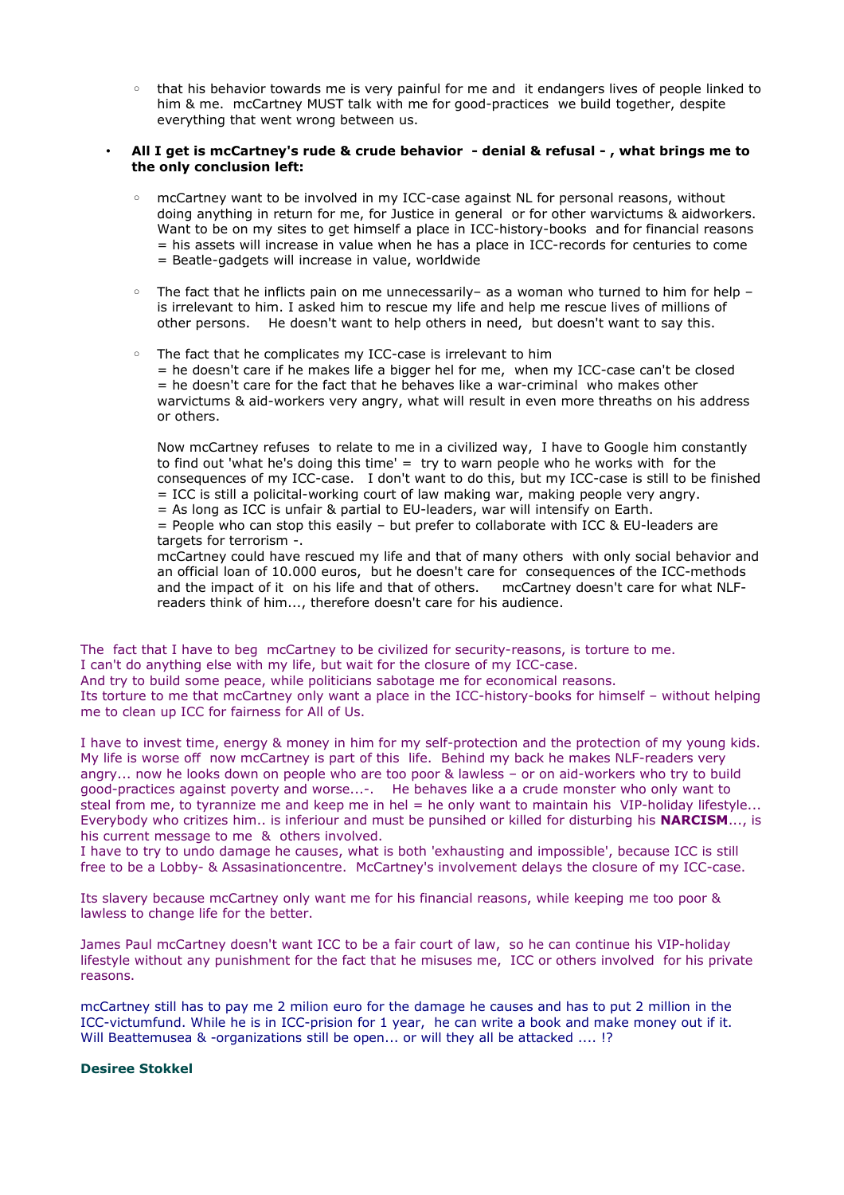- that his behavior towards me is very painful for me and it endangers lives of people linked to him & me. mcCartney MUST talk with me for good-practices we build together, despite everything that went wrong between us.

- **All I get is mcCartney's rude & crude behavior - denial & refusal - , what brings me to the only conclusion left:**
  - mcCartney want to be involved in my ICC-case against NL for personal reasons, without doing anything in return for me, for Justice in general or for other warvictums & aidworkers. Want to be on my sites to get himself a place in ICC-history-books and for financial reasons = his assets will increase in value when he has a place in ICC-records for centuries to come = Beatle-gadgets will increase in value, worldwide
  - The fact that he inflicts pain on me unnecessarily– as a woman who turned to him for help – is irrelevant to him. I asked him to rescue my life and help me rescue lives of millions of other persons. He doesn't want to help others in need, but doesn't want to say this.
  - The fact that he complicates my ICC-case is irrelevant to him
    = he doesn't care if he makes life a bigger hel for me, when my ICC-case can't be closed
    = he doesn't care for the fact that he behaves like a war-criminal who makes other warvictums & aid-workers very angry, what will result in even more threaths on his address or others.

    Now mcCartney refuses to relate to me in a civilized way, I have to Google him constantly to find out 'what he's doing this time' = try to warn people who he works with for the consequences of my ICC-case. I don't want to do this, but my ICC-case is still to be finished
    = ICC is still a policital-working court of law making war, making people very angry.
    = As long as ICC is unfair & partial to EU-leaders, war will intensify on Earth.
    = People who can stop this easily – but prefer to collaborate with ICC & EU-leaders are targets for terrorism -.
    mcCartney could have rescued my life and that of many others with only social behavior and an official loan of 10.000 euros, but he doesn't care for consequences of the ICC-methods and the impact of it on his life and that of others. mcCartney doesn't care for what NLF-readers think of him..., therefore doesn't care for his audience.

The fact that I have to beg mcCartney to be civilized for security-reasons, is torture to me.
I can't do anything else with my life, but wait for the closure of my ICC-case.
And try to build some peace, while politicians sabotage me for economical reasons.
Its torture to me that mcCartney only want a place in the ICC-history-books for himself – without helping me to clean up ICC for fairness for All of Us.

I have to invest time, energy & money in him for my self-protection and the protection of my young kids. My life is worse off now mcCartney is part of this life. Behind my back he makes NLF-readers very angry... now he looks down on people who are too poor & lawless – or on aid-workers who try to build good-practices against poverty and worse...-. He behaves like a a crude monster who only want to steal from me, to tyrannize me and keep me in hel = he only want to maintain his VIP-holiday lifestyle... Everybody who critizes him.. is inferiour and must be punsihed or killed for disturbing his **NARCISM**..., is his current message to me & others involved.
I have to try to undo damage he causes, what is both 'exhausting and impossible', because ICC is still free to be a Lobby- & Assasinationcentre. McCartney's involvement delays the closure of my ICC-case.

Its slavery because mcCartney only want me for his financial reasons, while keeping me too poor & lawless to change life for the better.

James Paul mcCartney doesn't want ICC to be a fair court of law, so he can continue his VIP-holiday lifestyle without any punishment for the fact that he misuses me, ICC or others involved for his private reasons.

mcCartney still has to pay me 2 milion euro for the damage he causes and has to put 2 million in the ICC-victumfund. While he is in ICC-prision for 1 year, he can write a book and make money out if it. Will Beattemusea & -organizations still be open... or will they all be attacked .... !?

**Desiree Stokkel**